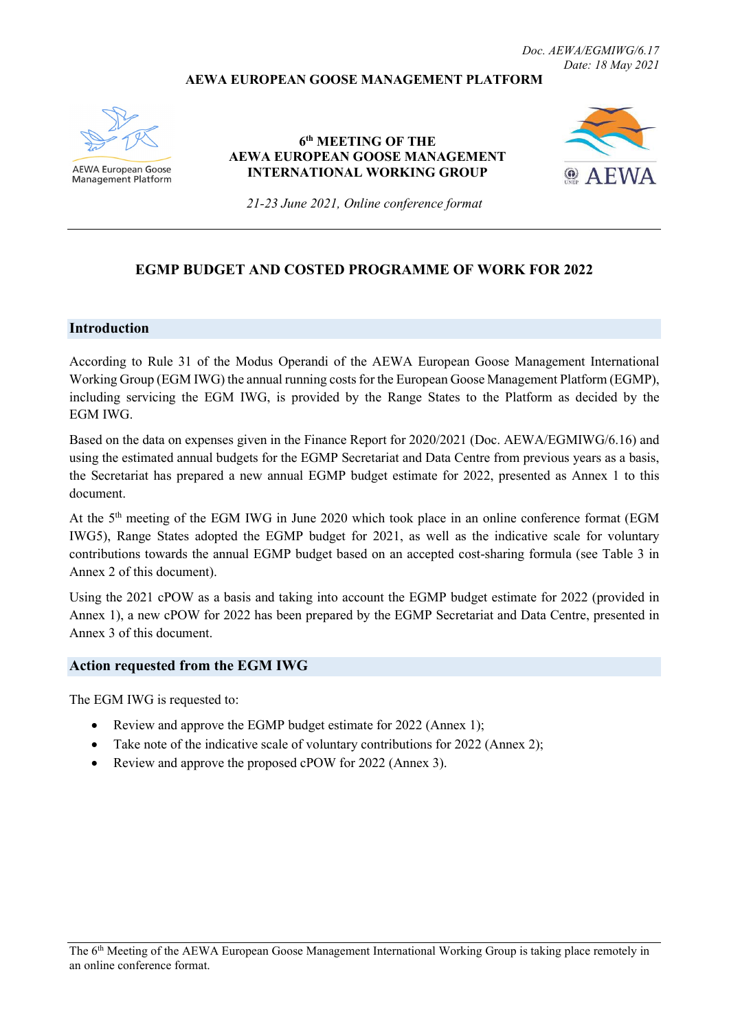Doc. AEWA/EGMIWG/6.17
Date: 18 May 2021

**AEWA EUROPEAN GOOSE MANAGEMENT PLATFORM**

**6th MEETING OF THE AEWA EUROPEAN GOOSE MANAGEMENT INTERNATIONAL WORKING GROUP**

*21-23 June 2021, Online conference format*

---

# EGMP BUDGET AND COSTED PROGRAMME OF WORK FOR 2022

## Introduction

According to Rule 31 of the Modus Operandi of the AEWA European Goose Management International Working Group (EGM IWG) the annual running costs for the European Goose Management Platform (EGMP), including servicing the EGM IWG, is provided by the Range States to the Platform as decided by the EGM IWG.

Based on the data on expenses given in the Finance Report for 2020/2021 (Doc. AEWA/EGMIWG/6.16) and using the estimated annual budgets for the EGMP Secretariat and Data Centre from previous years as a basis, the Secretariat has prepared a new annual EGMP budget estimate for 2022, presented as Annex 1 to this document.

At the 5th meeting of the EGM IWG in June 2020 which took place in an online conference format (EGM IWG5), Range States adopted the EGMP budget for 2021, as well as the indicative scale for voluntary contributions towards the annual EGMP budget based on an accepted cost-sharing formula (see Table 3 in Annex 2 of this document).

Using the 2021 cPOW as a basis and taking into account the EGMP budget estimate for 2022 (provided in Annex 1), a new cPOW for 2022 has been prepared by the EGMP Secretariat and Data Centre, presented in Annex 3 of this document.

## Action requested from the EGM IWG

The EGM IWG is requested to:

- Review and approve the EGMP budget estimate for 2022 (Annex 1);
- Take note of the indicative scale of voluntary contributions for 2022 (Annex 2);
- Review and approve the proposed cPOW for 2022 (Annex 3).

---

The 6th Meeting of the AEWA European Goose Management International Working Group is taking place remotely in an online conference format.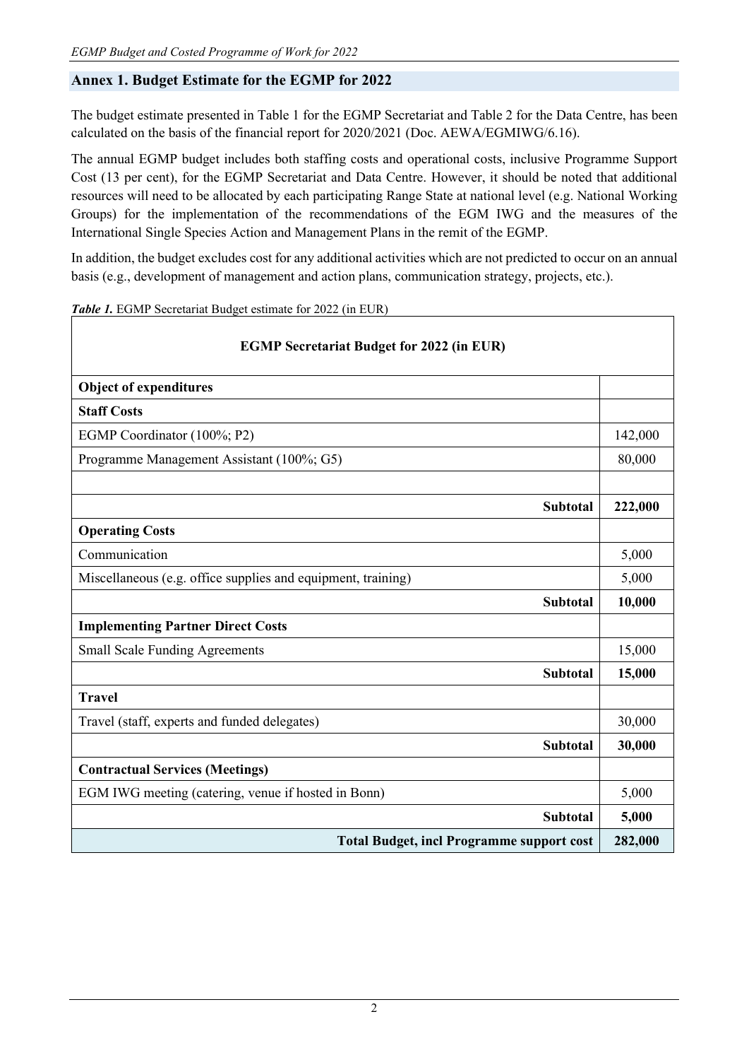## Annex 1. Budget Estimate for the EGMP for 2022

The budget estimate presented in Table 1 for the EGMP Secretariat and Table 2 for the Data Centre, has been calculated on the basis of the financial report for 2020/2021 (Doc. AEWA/EGMIWG/6.16).

The annual EGMP budget includes both staffing costs and operational costs, inclusive Programme Support Cost (13 per cent), for the EGMP Secretariat and Data Centre. However, it should be noted that additional resources will need to be allocated by each participating Range State at national level (e.g. National Working Groups) for the implementation of the recommendations of the EGM IWG and the measures of the International Single Species Action and Management Plans in the remit of the EGMP.

In addition, the budget excludes cost for any additional activities which are not predicted to occur on an annual basis (e.g., development of management and action plans, communication strategy, projects, etc.).

***Table 1.*** EGMP Secretariat Budget estimate for 2022 (in EUR)

| **EGMP Secretariat Budget for 2022 (in EUR)** | |
|---|---|
| **Object of expenditures** | |
| **Staff Costs** | |
| EGMP Coordinator (100%; P2) | 142,000 |
| Programme Management Assistant (100%; G5) | 80,000 |
| | |
| **Subtotal** | **222,000** |
| **Operating Costs** | |
| Communication | 5,000 |
| Miscellaneous (e.g. office supplies and equipment, training) | 5,000 |
| **Subtotal** | **10,000** |
| **Implementing Partner Direct Costs** | |
| Small Scale Funding Agreements | 15,000 |
| **Subtotal** | **15,000** |
| **Travel** | |
| Travel (staff, experts and funded delegates) | 30,000 |
| **Subtotal** | **30,000** |
| **Contractual Services (Meetings)** | |
| EGM IWG meeting (catering, venue if hosted in Bonn) | 5,000 |
| **Subtotal** | **5,000** |
| **Total Budget, incl Programme support cost** | **282,000** |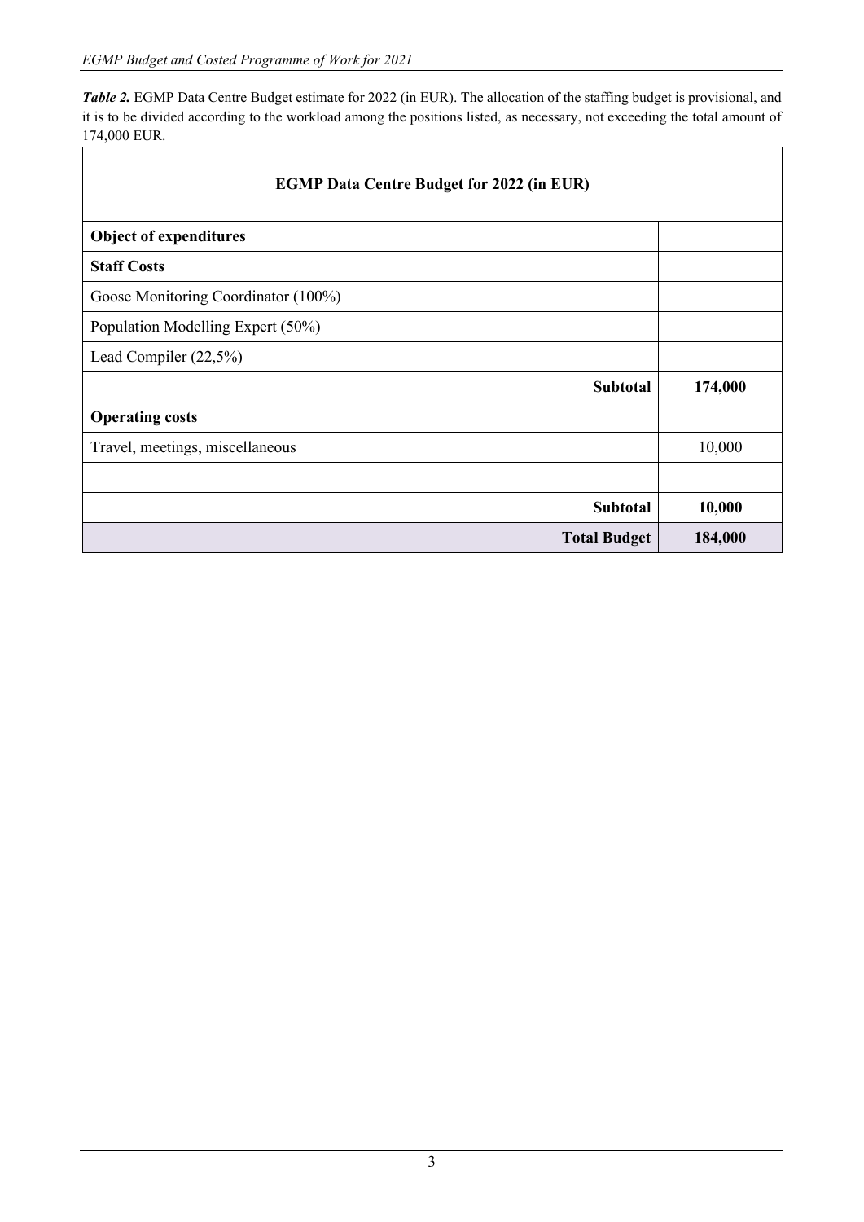***Table 2.*** EGMP Data Centre Budget estimate for 2022 (in EUR). The allocation of the staffing budget is provisional, and it is to be divided according to the workload among the positions listed, as necessary, not exceeding the total amount of 174,000 EUR.

| **EGMP Data Centre Budget for 2022 (in EUR)** | |
|---|---|
| **Object of expenditures** | |
| **Staff Costs** | |
| Goose Monitoring Coordinator (100%) | |
| Population Modelling Expert (50%) | |
| Lead Compiler (22,5%) | |
| **Subtotal** | **174,000** |
| **Operating costs** | |
| Travel, meetings, miscellaneous | 10,000 |
| | |
| **Subtotal** | **10,000** |
| **Total Budget** | **184,000** |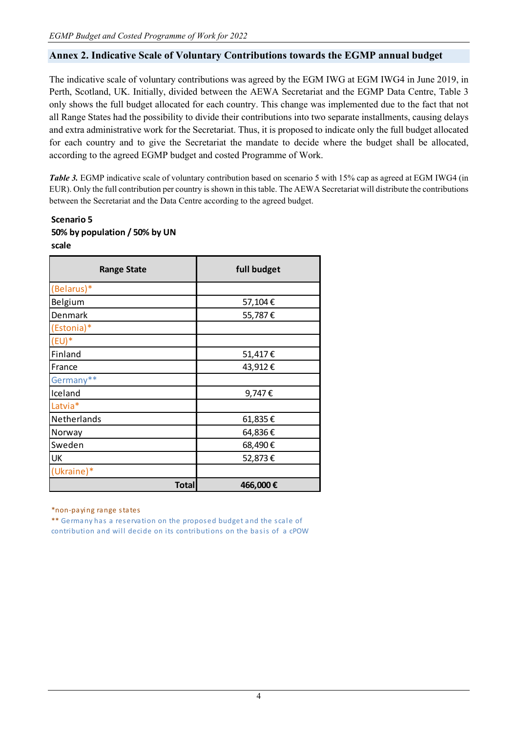## Annex 2. Indicative Scale of Voluntary Contributions towards the EGMP annual budget

The indicative scale of voluntary contributions was agreed by the EGM IWG at EGM IWG4 in June 2019, in Perth, Scotland, UK. Initially, divided between the AEWA Secretariat and the EGMP Data Centre, Table 3 only shows the full budget allocated for each country. This change was implemented due to the fact that not all Range States had the possibility to divide their contributions into two separate installments, causing delays and extra administrative work for the Secretariat. Thus, it is proposed to indicate only the full budget allocated for each country and to give the Secretariat the mandate to decide where the budget shall be allocated, according to the agreed EGMP budget and costed Programme of Work.

***Table 3.*** EGMP indicative scale of voluntary contribution based on scenario 5 with 15% cap as agreed at EGM IWG4 (in EUR). Only the full contribution per country is shown in this table. The AEWA Secretariat will distribute the contributions between the Secretariat and the Data Centre according to the agreed budget.

**Scenario 5**
**50% by population / 50% by UN scale**

| Range State | full budget |
|---|---|
| (Belarus)* | |
| Belgium | 57,104 € |
| Denmark | 55,787 € |
| (Estonia)* | |
| (EU)* | |
| Finland | 51,417 € |
| France | 43,912 € |
| Germany** | |
| Iceland | 9,747 € |
| Latvia* | |
| Netherlands | 61,835 € |
| Norway | 64,836 € |
| Sweden | 68,490 € |
| UK | 52,873 € |
| (Ukraine)* | |
| **Total** | **466,000 €** |

*non-paying range states
** Germany has a reservation on the proposed budget and the scale of contribution and will decide on its contributions on the basis of a cPOW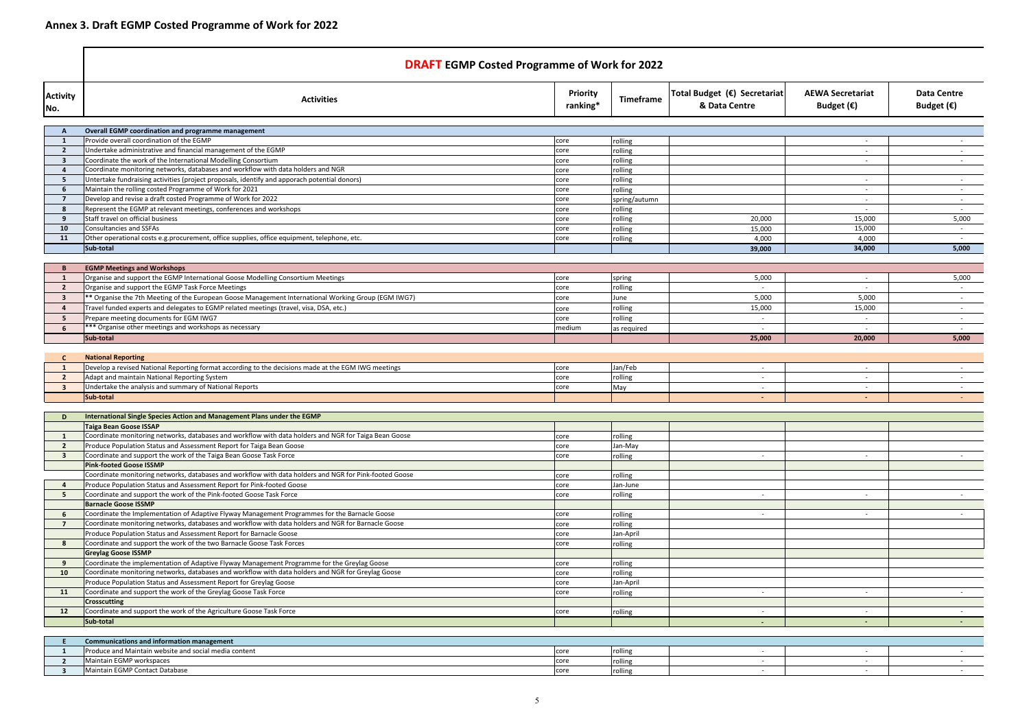# Annex 3. Draft EGMP Costed Programme of Work for 2022

**DRAFT EGMP Costed Programme of Work for 2022**

| Activity No. | Activities | Priority ranking* | Timeframe | Total Budget (€) Secretariat & Data Centre | AEWA Secretariat Budget (€) | Data Centre Budget (€) |
|---|---|---|---|---|---|---|
| **A** | **Overall EGMP coordination and programme management** | | | | | |
| 1 | Provide overall coordination of the EGMP | core | rolling | | - | - |
| 2 | Undertake administrative and financial management of the EGMP | core | rolling | | - | - |
| 3 | Coordinate the work of the International Modelling Consortium | core | rolling | | - | - |
| 4 | Coordinate monitoring networks, databases and workflow with data holders and NGR | core | rolling | | | |
| 5 | Untertake fundraising activities (project proposals, identify and apporach potential donors) | core | rolling | | - | - |
| 6 | Maintain the rolling costed Programme of Work for 2021 | core | rolling | | - | - |
| 7 | Develop and revise a draft costed Programme of Work for 2022 | core | spring/autumn | | - | - |
| 8 | Represent the EGMP at relevant meetings, conferences and workshops | core | rolling | | - | - |
| 9 | Staff travel on official business | core | rolling | 20,000 | 15,000 | 5,000 |
| 10 | Consultancies and SSFAs | core | rolling | 15,000 | 15,000 | - |
| 11 | Other operational costs e.g.procurement, office supplies, office equipment, telephone, etc. | core | rolling | 4,000 | 4,000 | - |
| | **Sub-total** | | | **39,000** | **34,000** | **5,000** |
| **B** | **EGMP Meetings and Workshops** | | | | | |
| 1 | Organise and support the EGMP International Goose Modelling Consortium Meetings | core | spring | 5,000 | - | 5,000 |
| 2 | Organise and support the EGMP Task Force Meetings | core | rolling | - | - | - |
| 3 | ** Organise the 7th Meeting of the European Goose Management International Working Group (EGM IWG7) | core | June | 5,000 | 5,000 | - |
| 4 | Travel funded experts and delegates to EGMP related meetings (travel, visa, DSA, etc.) | core | rolling | 15,000 | 15,000 | - |
| 5 | Prepare meeting documents for EGM IWG7 | core | rolling | - | - | - |
| 6 | *** Organise other meetings and workshops as necessary | medium | as required | - | - | - |
| | **Sub-total** | | | **25,000** | **20,000** | **5,000** |
| **C** | **National Reporting** | | | | | |
| 1 | Develop a revised National Reporting format according to the decisions made at the EGM IWG meetings | core | Jan/Feb | - | - | - |
| 2 | Adapt and maintain National Reporting System | core | rolling | - | - | - |
| 3 | Undertake the analysis and summary of National Reports | core | May | - | - | - |
| | **Sub-total** | | | **-** | **-** | **-** |
| **D** | **International Single Species Action and Management Plans under the EGMP** | | | | | |
| | **Taiga Bean Goose ISSAP** | | | | | |
| 1 | Coordinate monitoring networks, databases and workflow with data holders and NGR for Taiga Bean Goose | core | rolling | | | |
| 2 | Produce Population Status and Assessment Report for Taiga Bean Goose | core | Jan-May | | | |
| 3 | Coordinate and support the work of the Taiga Bean Goose Task Force | core | rolling | - | - | - |
| | **Pink-footed Goose ISSMP** | | | | | |
| | Coordinate monitoring networks, databases and workflow with data holders and NGR for Pink-footed Goose | core | rolling | | | |
| 4 | Produce Population Status and Assessment Report for Pink-footed Goose | core | Jan-June | | | |
| 5 | Coordinate and support the work of the Pink-footed Goose Task Force | core | rolling | - | - | - |
| | **Barnacle Goose ISSMP** | | | | | |
| 6 | Coordinate the Implementation of Adaptive Flyway Management Programmes for the Barnacle Goose | core | rolling | - | - | - |
| 7 | Coordinate monitoring networks, databases and workflow with data holders and NGR for Barnacle Goose | core | rolling | | | |
| | Produce Population Status and Assessment Report for Barnacle Goose | core | Jan-April | | | |
| 8 | Coordinate and support the work of the two Barnacle Goose Task Forces | core | rolling | | | |
| | **Greylag Goose ISSMP** | | | | | |
| 9 | Coordinate the implementation of Adaptive Flyway Management Programme for the Greylag Goose | core | rolling | | | |
| 10 | Coordinate monitoring networks, databases and workflow with data holders and NGR for Greylag Goose | core | rolling | | | |
| | Produce Population Status and Assessment Report for Greylag Goose | core | Jan-April | | | |
| 11 | Coordinate and support the work of the Greylag Goose Task Force | core | rolling | - | - | - |
| | **Crosscutting** | | | | | |
| 12 | Coordinate and support the work of the Agriculture Goose Task Force | core | rolling | - | - | - |
| | **Sub-total** | | | **-** | **-** | **-** |
| **E** | **Communications and information management** | | | | | |
| 1 | Produce and Maintain website and social media content | core | rolling | - | - | - |
| 2 | Maintain EGMP workspaces | core | rolling | - | - | - |
| 3 | Maintain EGMP Contact Database | core | rolling | - | - | - |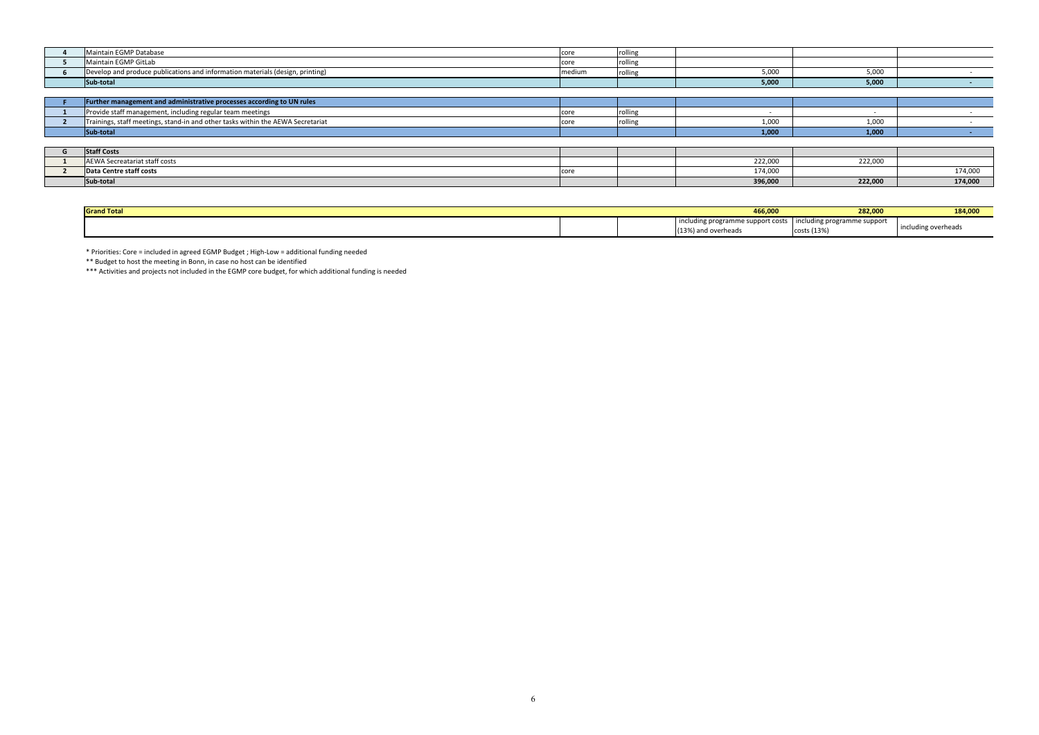| | | | | | | |
|---|---|---|---|---|---|---|
| 4 | Maintain EGMP Database | core | rolling | | | |
| 5 | Maintain EGMP GitLab | core | rolling | | | |
| 6 | Develop and produce publications and information materials (design, printing) | medium | rolling | 5,000 | 5,000 | - |
| | **Sub-total** | | | **5,000** | **5,000** | **-** |
| **F** | **Further management and administrative processes according to UN rules** | | | | | |
| 1 | Provide staff management, including regular team meetings | core | rolling | - | - | - |
| 2 | Trainings, staff meetings, stand-in and other tasks within the AEWA Secretariat | core | rolling | 1,000 | 1,000 | - |
| | **Sub-total** | | | **1,000** | **1,000** | **-** |
| **G** | **Staff Costs** | | | | | |
| 1 | AEWA Secreatariat staff costs | | | 222,000 | 222,000 | |
| 2 | **Data Centre staff costs** | core | | 174,000 | | 174,000 |
| | **Sub-total** | | | **396,000** | **222,000** | **174,000** |
| | **Grand Total** | | | **466,000** | **282,000** | **184,000** |
| | | | | including programme support costs (13%) and overheads | including programme support costs (13%) | including overheads |

\* Priorities: Core = included in agreed EGMP Budget ; High-Low = additional funding needed

\*\* Budget to host the meeting in Bonn, in case no host can be identified

\*\*\* Activities and projects not included in the EGMP core budget, for which additional funding is needed